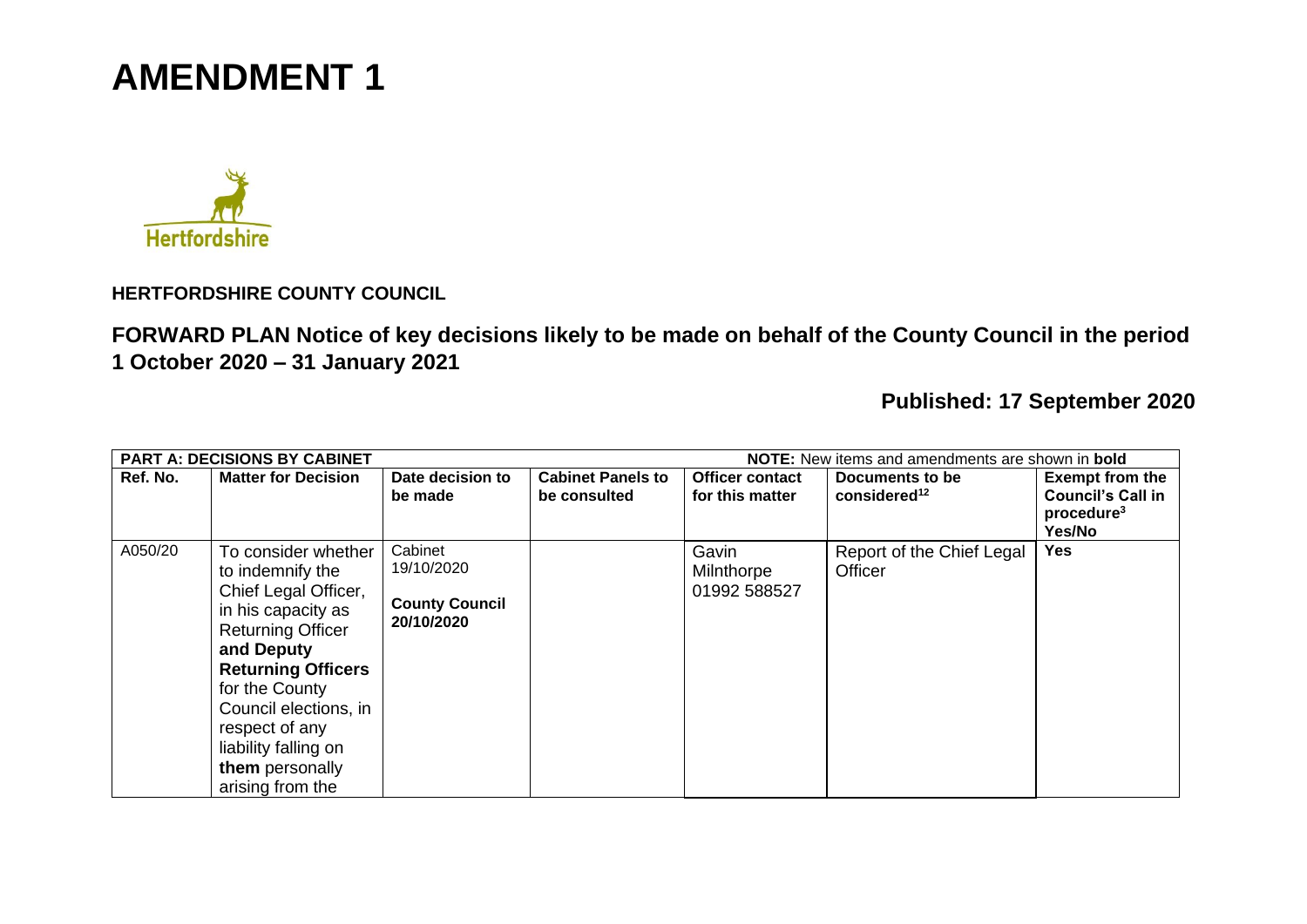# AMENDMENT 1

Hertfordshire

**HERTFORDSHIRE COUNTY COUNCIL**

## FORWARD PLAN Notice of key decisions likely to be made on behalf of the County Council in the period 1 October 2020 – 31 January 2021

### Published: 17 September 2020

| **PART A: DECISIONS BY CABINET** | | | | **NOTE:** New items and amendments are shown in **bold** | | |
|---|---|---|---|---|---|---|
| **Ref. No.** | **Matter for Decision** | **Date decision to be made** | **Cabinet Panels to be consulted** | **Officer contact for this matter** | **Documents to be considered[12]** | **Exempt from the Council's Call in procedure[3] Yes/No** |
| A050/20 | To consider whether to indemnify the Chief Legal Officer, in his capacity as Returning Officer **and Deputy Returning Officers** for the County Council elections, in respect of any liability falling on **them** personally arising from the | Cabinet 19/10/2020 **County Council 20/10/2020** | | Gavin Milnthorpe 01992 588527 | Report of the Chief Legal Officer | **Yes** |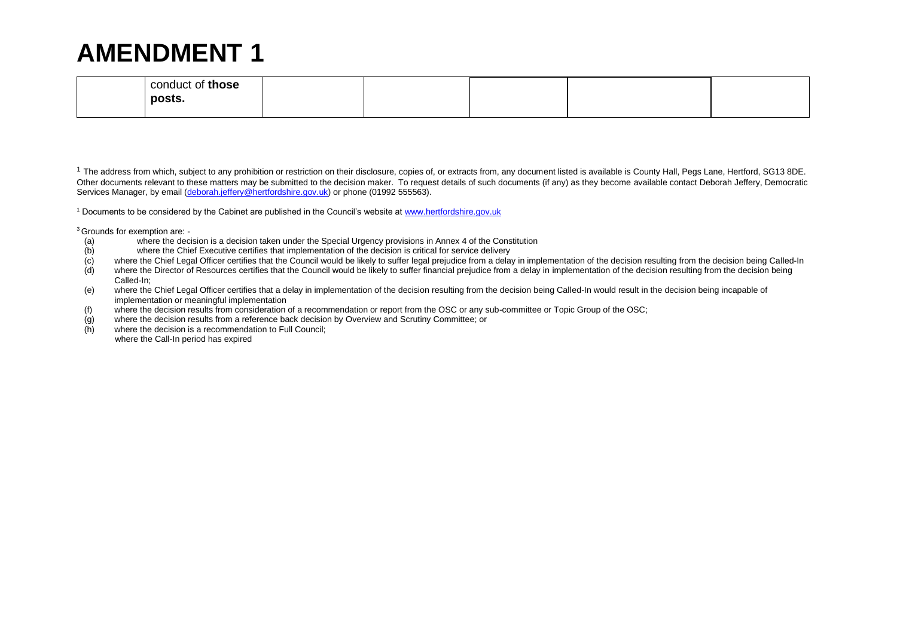# AMENDMENT 1

| | | | | | | |
|---|---|---|---|---|---|---|
| | conduct of **those posts.** | | | | | |

[1] The address from which, subject to any prohibition or restriction on their disclosure, copies of, or extracts from, any document listed is available is County Hall, Pegs Lane, Hertford, SG13 8DE. Other documents relevant to these matters may be submitted to the decision maker. To request details of such documents (if any) as they become available contact Deborah Jeffery, Democratic Services Manager, by email (deborah.jeffery@hertfordshire.gov.uk) or phone (01992 555563).

[1] Documents to be considered by the Cabinet are published in the Council's website at www.hertfordshire.gov.uk

[3] Grounds for exemption are: -

(a) where the decision is a decision taken under the Special Urgency provisions in Annex 4 of the Constitution
(b) where the Chief Executive certifies that implementation of the decision is critical for service delivery
(c) where the Chief Legal Officer certifies that the Council would be likely to suffer legal prejudice from a delay in implementation of the decision resulting from the decision being Called-In
(d) where the Director of Resources certifies that the Council would be likely to suffer financial prejudice from a delay in implementation of the decision resulting from the decision being Called-In;
(e) where the Chief Legal Officer certifies that a delay in implementation of the decision resulting from the decision being Called-In would result in the decision being incapable of implementation or meaningful implementation
(f) where the decision results from consideration of a recommendation or report from the OSC or any sub-committee or Topic Group of the OSC;
(g) where the decision results from a reference back decision by Overview and Scrutiny Committee; or
(h) where the decision is a recommendation to Full Council;
where the Call-In period has expired